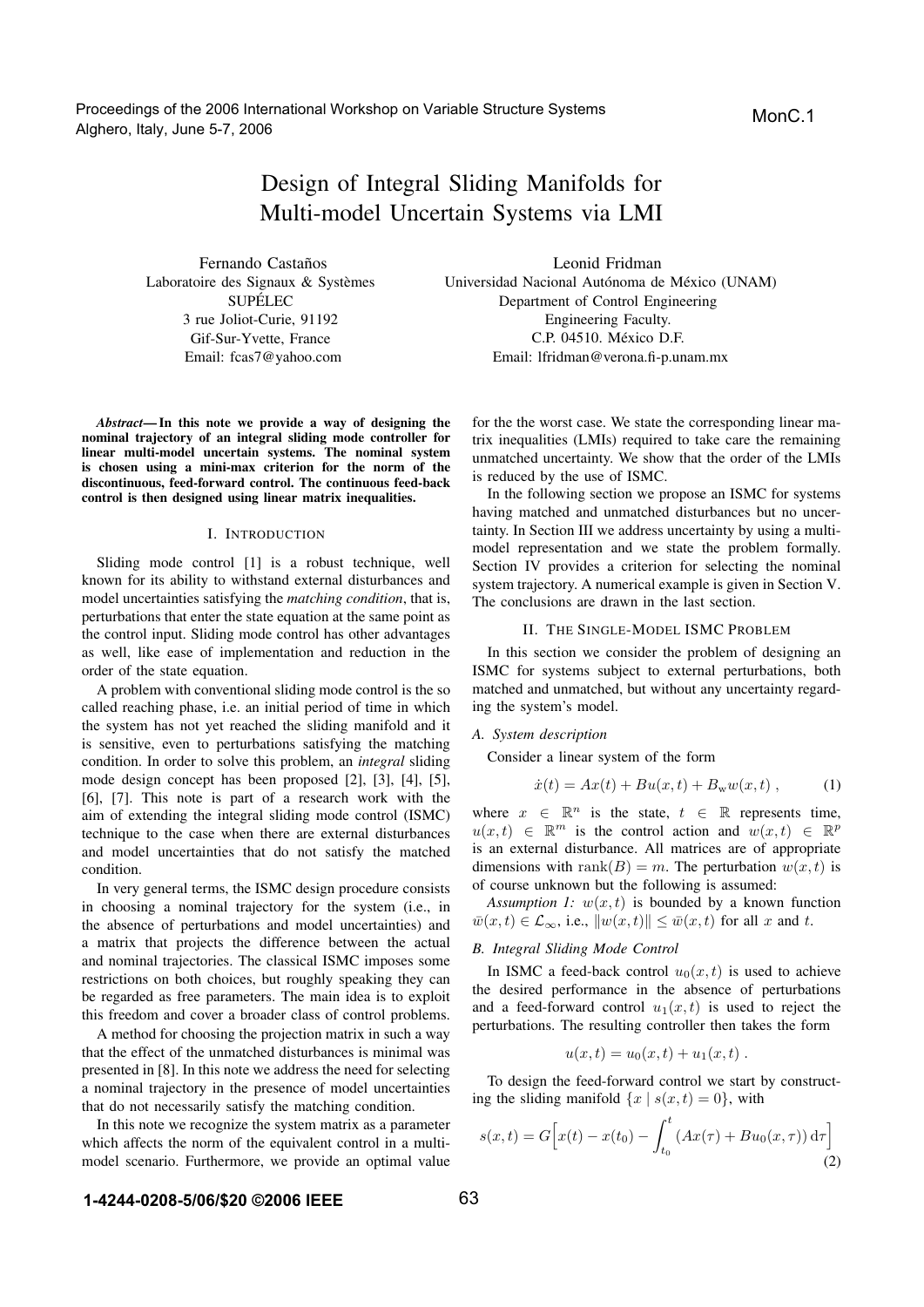# Design of Integral Sliding Manifolds for Multi-model Uncertain Systems via LMI

Fernando Castaños
Laboratoire des Signaux & Systèmes
SUPÉLEC
3 rue Joliot-Curie, 91192
Gif-Sur-Yvette, France
Email: fcas7@yahoo.com

Leonid Fridman
Universidad Nacional Autónoma de México (UNAM)
Department of Control Engineering
Engineering Faculty.
C.P. 04510. México D.F.
Email: lfridman@verona.fi-p.unam.mx

***Abstract*— In this note we provide a way of designing the nominal trajectory of an integral sliding mode controller for linear multi-model uncertain systems. The nominal system is chosen using a mini-max criterion for the norm of the discontinuous, feed-forward control. The continuous feed-back control is then designed using linear matrix inequalities.**

## I. Introduction

Sliding mode control [1] is a robust technique, well known for its ability to withstand external disturbances and model uncertainties satisfying the *matching condition*, that is, perturbations that enter the state equation at the same point as the control input. Sliding mode control has other advantages as well, like ease of implementation and reduction in the order of the state equation.

A problem with conventional sliding mode control is the so called reaching phase, i.e. an initial period of time in which the system has not yet reached the sliding manifold and it is sensitive, even to perturbations satisfying the matching condition. In order to solve this problem, an *integral* sliding mode design concept has been proposed [2], [3], [4], [5], [6], [7]. This note is part of a research work with the aim of extending the integral sliding mode control (ISMC) technique to the case when there are external disturbances and model uncertainties that do not satisfy the matched condition.

In very general terms, the ISMC design procedure consists in choosing a nominal trajectory for the system (i.e., in the absence of perturbations and model uncertainties) and a matrix that projects the difference between the actual and nominal trajectories. The classical ISMC imposes some restrictions on both choices, but roughly speaking they can be regarded as free parameters. The main idea is to exploit this freedom and cover a broader class of control problems.

A method for choosing the projection matrix in such a way that the effect of the unmatched disturbances is minimal was presented in [8]. In this note we address the need for selecting a nominal trajectory in the presence of model uncertainties that do not necessarily satisfy the matching condition.

In this note we recognize the system matrix as a parameter which affects the norm of the equivalent control in a multi-model scenario. Furthermore, we provide an optimal value for the the worst case. We state the corresponding linear matrix inequalities (LMIs) required to take care the remaining unmatched uncertainty. We show that the order of the LMIs is reduced by the use of ISMC.

In the following section we propose an ISMC for systems having matched and unmatched disturbances but no uncertainty. In Section III we address uncertainty by using a multi-model representation and we state the problem formally. Section IV provides a criterion for selecting the nominal system trajectory. A numerical example is given in Section V. The conclusions are drawn in the last section.

## II. The Single-Model ISMC Problem

In this section we consider the problem of designing an ISMC for systems subject to external perturbations, both matched and unmatched, but without any uncertainty regarding the system's model.

### A. System description

Consider a linear system of the form

$$\dot{x}(t) = Ax(t) + Bu(x,t) + B_{\mathrm{w}}w(x,t) \; , \tag{1}$$

where $x \in \mathbb{R}^n$ is the state, $t \in \mathbb{R}$ represents time, $u(x,t) \in \mathbb{R}^m$ is the control action and $w(x,t) \in \mathbb{R}^p$ is an external disturbance. All matrices are of appropriate dimensions with $\mathrm{rank}(B) = m$. The perturbation $w(x,t)$ is of course unknown but the following is assumed:

*Assumption 1:* $w(x,t)$ is bounded by a known function $\bar{w}(x,t) \in \mathcal{L}_\infty$, i.e., $\|w(x,t)\| \leq \bar{w}(x,t)$ for all $x$ and $t$.

### B. Integral Sliding Mode Control

In ISMC a feed-back control $u_0(x,t)$ is used to achieve the desired performance in the absence of perturbations and a feed-forward control $u_1(x,t)$ is used to reject the perturbations. The resulting controller then takes the form

$$u(x,t) = u_0(x,t) + u_1(x,t) \; .$$

To design the feed-forward control we start by constructing the sliding manifold $\{x \mid s(x,t) = 0\}$, with

$$s(x,t) = G\Big[x(t) - x(t_0) - \int_{t_0}^{t} \left(Ax(\tau) + Bu_0(x,\tau)\right) \mathrm{d}\tau\Big] \tag{2}$$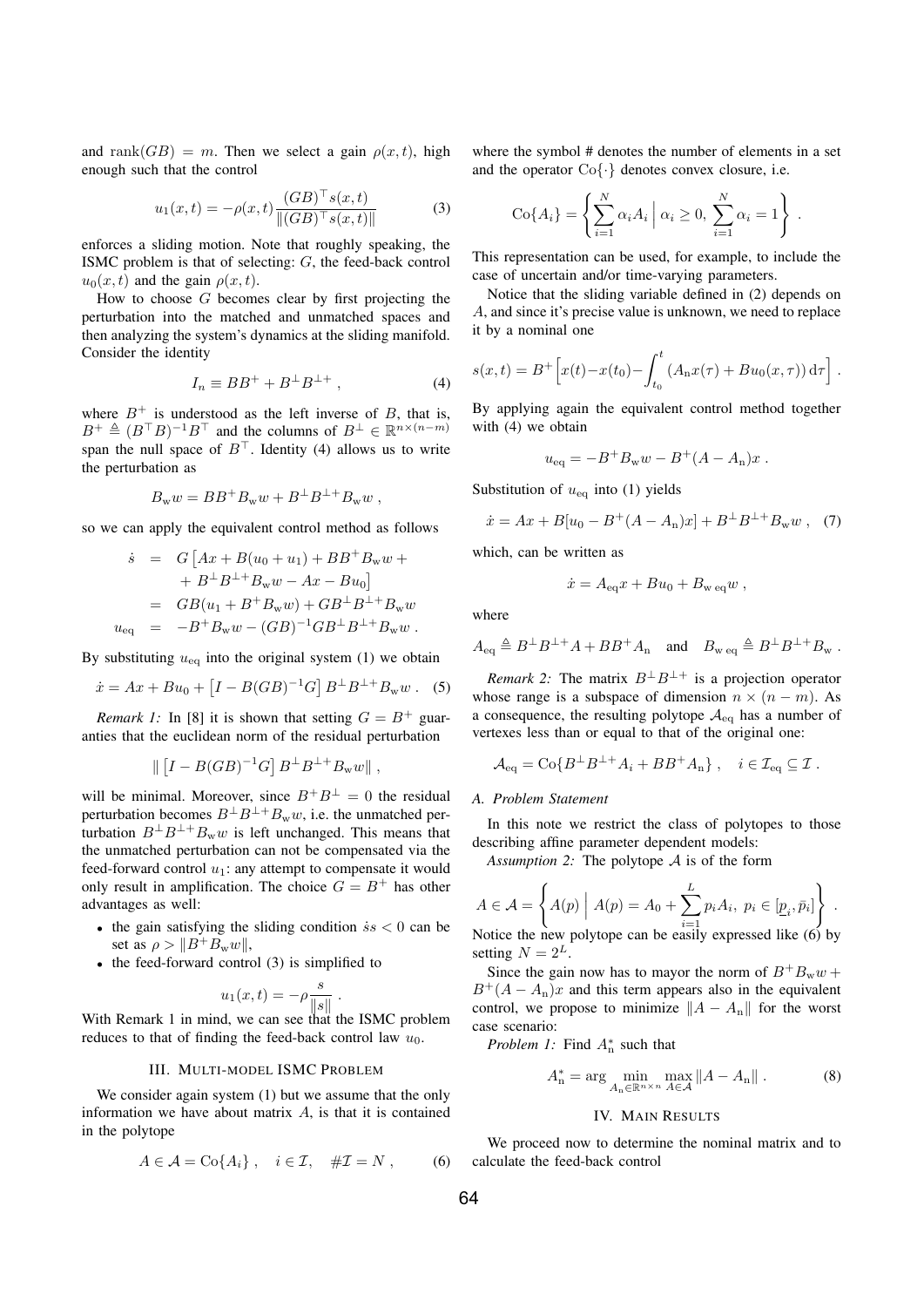and $\mathrm{rank}(GB) = m$. Then we select a gain $\rho(x,t)$, high enough such that the control

$$u_1(x,t) = -\rho(x,t)\frac{(GB)^\top s(x,t)}{\|(GB)^\top s(x,t)\|} \qquad (3)$$

enforces a sliding motion. Note that roughly speaking, the ISMC problem is that of selecting: $G$, the feed-back control $u_0(x,t)$ and the gain $\rho(x,t)$.

How to choose $G$ becomes clear by first projecting the perturbation into the matched and unmatched spaces and then analyzing the system's dynamics at the sliding manifold. Consider the identity

$$I_n \equiv BB^+ + B^\perp B^{\perp +} , \qquad (4)$$

where $B^+$ is understood as the left inverse of $B$, that is, $B^+ \triangleq (B^\top B)^{-1}B^\top$ and the columns of $B^\perp \in \mathbb{R}^{n\times(n-m)}$ span the null space of $B^\top$. Identity (4) allows us to write the perturbation as

$$B_\mathrm{w} w = BB^+B_\mathrm{w} w + B^\perp B^{\perp +}B_\mathrm{w} w ,$$

so we can apply the equivalent control method as follows

$$\begin{aligned}
\dot{s} &= G\left[Ax + B(u_0+u_1) + BB^+B_\mathrm{w}w + \right.\\
&\quad \left. + B^\perp B^{\perp +}B_\mathrm{w}w - Ax - Bu_0\right]\\
&= GB(u_1 + B^+B_\mathrm{w}w) + GB^\perp B^{\perp +}B_\mathrm{w}w\\
u_\mathrm{eq} &= -B^+B_\mathrm{w}w - (GB)^{-1}GB^\perp B^{\perp +}B_\mathrm{w}w .
\end{aligned}$$

By substituting $u_\mathrm{eq}$ into the original system (1) we obtain

$$\dot{x} = Ax + Bu_0 + \left[I - B(GB)^{-1}G\right]B^\perp B^{\perp +}B_\mathrm{w}w . \qquad (5)$$

*Remark 1:* In [8] it is shown that setting $G = B^+$ guaranties that the euclidean norm of the residual perturbation

$$\|\left[I - B(GB)^{-1}G\right]B^\perp B^{\perp +}B_\mathrm{w}w\| ,$$

will be minimal. Moreover, since $B^+B^\perp = 0$ the residual perturbation becomes $B^\perp B^{\perp +}B_\mathrm{w}w$, i.e. the unmatched perturbation $B^\perp B^{\perp +}B_\mathrm{w}w$ is left unchanged. This means that the unmatched perturbation can not be compensated via the feed-forward control $u_1$: any attempt to compensate it would only result in amplification. The choice $G = B^+$ has other advantages as well:

- the gain satisfying the sliding condition $\dot{s}s < 0$ can be set as $\rho > \|B^+B_\mathrm{w}w\|$,
- the feed-forward control (3) is simplified to

$$u_1(x,t) = -\rho\frac{s}{\|s\|} .$$

With Remark 1 in mind, we can see that the ISMC problem reduces to that of finding the feed-back control law $u_0$.

## III. Multi-model ISMC Problem

We consider again system (1) but we assume that the only information we have about matrix $A$, is that it is contained in the polytope

$$A \in \mathcal{A} = \mathrm{Co}\{A_i\} , \quad i \in \mathcal{I}, \quad \#\mathcal{I} = N , \qquad (6)$$

where the symbol # denotes the number of elements in a set and the operator $\mathrm{Co}\{\cdot\}$ denotes convex closure, i.e.

$$\mathrm{Co}\{A_i\} = \left\{ \sum_{i=1}^{N}\alpha_i A_i \,\middle|\, \alpha_i \geq 0, \ \sum_{i=1}^{N}\alpha_i = 1 \right\} .$$

This representation can be used, for example, to include the case of uncertain and/or time-varying parameters.

Notice that the sliding variable defined in (2) depends on $A$, and since it's precise value is unknown, we need to replace it by a nominal one

$$s(x,t) = B^+\Big[x(t) - x(t_0) - \int_{t_0}^{t}(A_\mathrm{n}x(\tau) + Bu_0(x,\tau))\,\mathrm{d}\tau\Big] .$$

By applying again the equivalent control method together with (4) we obtain

$$u_\mathrm{eq} = -B^+B_\mathrm{w}w - B^+(A - A_\mathrm{n})x .$$

Substitution of $u_\mathrm{eq}$ into (1) yields

$$\dot{x} = Ax + B[u_0 - B^+(A - A_\mathrm{n})x] + B^\perp B^{\perp +}B_\mathrm{w}w , \qquad (7)$$

which, can be written as

$$\dot{x} = A_\mathrm{eq}x + Bu_0 + B_{\mathrm{w\,eq}}w ,$$

where

$$A_\mathrm{eq} \triangleq B^\perp B^{\perp +}A + BB^+A_\mathrm{n} \quad \text{and} \quad B_{\mathrm{w\,eq}} \triangleq B^\perp B^{\perp +}B_\mathrm{w} .$$

*Remark 2:* The matrix $B^\perp B^{\perp +}$ is a projection operator whose range is a subspace of dimension $n \times (n-m)$. As a consequence, the resulting polytope $\mathcal{A}_\mathrm{eq}$ has a number of vertexes less than or equal to that of the original one:

$$\mathcal{A}_\mathrm{eq} = \mathrm{Co}\{B^\perp B^{\perp +}A_i + BB^+A_\mathrm{n}\} , \quad i \in \mathcal{I}_\mathrm{eq} \subseteq \mathcal{I} .$$

### A. Problem Statement

In this note we restrict the class of polytopes to those describing affine parameter dependent models:

*Assumption 2:* The polytope $\mathcal{A}$ is of the form

$$A \in \mathcal{A} = \left\{ A(p) \,\middle|\, A(p) = A_0 + \sum_{i=1}^{L}p_iA_i, \ p_i \in [\underline{p}_i, \bar{p}_i] \right\} .$$

Notice the new polytope can be easily expressed like (6) by setting $N = 2^L$.

Since the gain now has to mayor the norm of $B^+B_\mathrm{w}w + B^+(A - A_\mathrm{n})x$ and this term appears also in the equivalent control, we propose to minimize $\|A - A_\mathrm{n}\|$ for the worst case scenario:

*Problem 1:* Find $A_\mathrm{n}^*$ such that

$$A_\mathrm{n}^* = \arg\min_{A_\mathrm{n}\in\mathbb{R}^{n\times n}}\max_{A\in\mathcal{A}}\|A - A_\mathrm{n}\| . \qquad (8)$$

## IV. Main Results

We proceed now to determine the nominal matrix and to calculate the feed-back control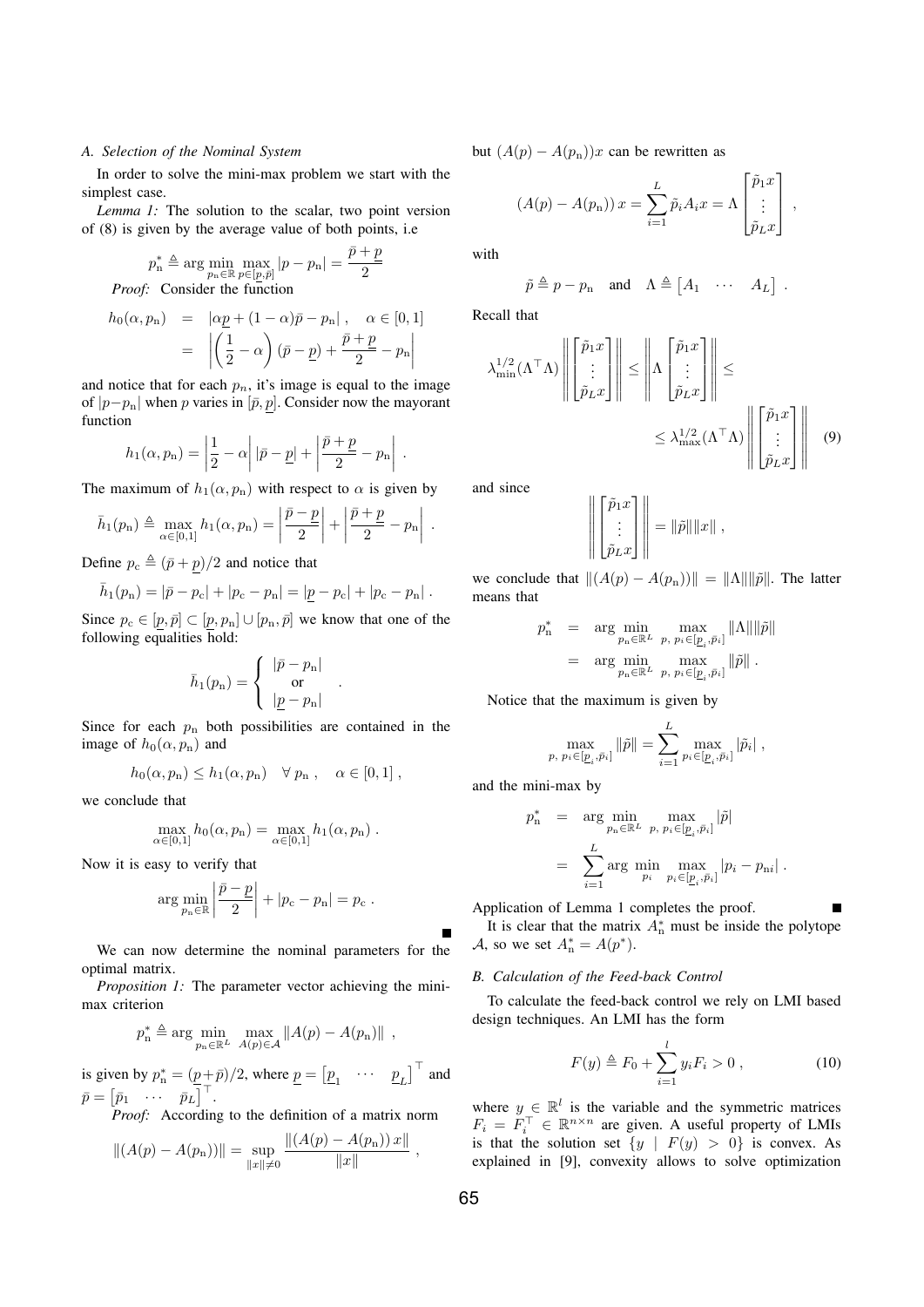### A. Selection of the Nominal System

In order to solve the mini-max problem we start with the simplest case.

*Lemma 1:* The solution to the scalar, two point version of (8) is given by the average value of both points, i.e

$$p_{\rm n}^* \triangleq \arg\min_{p_{\rm n}\in\mathbb{R}} \max_{p\in[\underline{p},\bar{p}]} |p-p_{\rm n}| = \frac{\bar{p}+\underline{p}}{2}$$

*Proof:* Consider the function

$$\begin{aligned} h_0(\alpha,p_{\rm n}) &= |\alpha\underline{p}+(1-\alpha)\bar{p}-p_{\rm n}| \,, \quad \alpha\in[0,1] \\ &= \left|\left(\frac{1}{2}-\alpha\right)(\bar{p}-\underline{p})+\frac{\bar{p}+\underline{p}}{2}-p_{\rm n}\right| \end{aligned}$$

and notice that for each $p_n$, it's image is equal to the image of $|p-p_{\rm n}|$ when $p$ varies in $[\bar{p},\underline{p}]$. Consider now the mayorant function

$$h_1(\alpha,p_{\rm n}) = \left|\frac{1}{2}-\alpha\right||\bar{p}-\underline{p}| + \left|\frac{\bar{p}+\underline{p}}{2}-p_{\rm n}\right| \,.$$

The maximum of $h_1(\alpha,p_{\rm n})$ with respect to $\alpha$ is given by

$$\bar{h}_1(p_{\rm n}) \triangleq \max_{\alpha\in[0,1]} h_1(\alpha,p_{\rm n}) = \left|\frac{\bar{p}-\underline{p}}{2}\right| + \left|\frac{\bar{p}+\underline{p}}{2}-p_{\rm n}\right| \,.$$

Define $p_{\rm c} \triangleq (\bar{p}+\underline{p})/2$ and notice that

$$\bar{h}_1(p_{\rm n}) = |\bar{p}-p_{\rm c}| + |p_{\rm c}-p_{\rm n}| = |\underline{p}-p_{\rm c}| + |p_{\rm c}-p_{\rm n}| \,.$$

Since $p_{\rm c}\in[\underline{p},\bar{p}]\subset[\underline{p},p_{\rm n}]\cup[p_{\rm n},\bar{p}]$ we know that one of the following equalities hold:

$$\bar{h}_1(p_{\rm n}) = \begin{cases} |\bar{p}-p_{\rm n}| \\ \text{or} \\ |\underline{p}-p_{\rm n}| \end{cases} .$$

Since for each $p_{\rm n}$ both possibilities are contained in the image of $h_0(\alpha,p_{\rm n})$ and

$$h_0(\alpha,p_{\rm n}) \leq h_1(\alpha,p_{\rm n}) \quad \forall\, p_{\rm n} \,, \quad \alpha\in[0,1] \,,$$

we conclude that

$$\max_{\alpha\in[0,1]} h_0(\alpha,p_{\rm n}) = \max_{\alpha\in[0,1]} h_1(\alpha,p_{\rm n}) \,.$$

Now it is easy to verify that

$$\arg\min_{p_{\rm n}\in\mathbb{R}} \left|\frac{\bar{p}-\underline{p}}{2}\right| + |p_{\rm c}-p_{\rm n}| = p_{\rm c} \,.$$

∎

We can now determine the nominal parameters for the optimal matrix.

*Proposition 1:* The parameter vector achieving the mini-max criterion

$$p_{\rm n}^* \triangleq \arg\min_{p_{\rm n}\in\mathbb{R}^L} \max_{A(p)\in\mathcal{A}} \|A(p)-A(p_{\rm n})\| \,,$$

is given by $p_{\rm n}^* = (\underline{p}+\bar{p})/2$, where $\underline{p} = \begin{bmatrix}\underline{p}_1 & \cdots & \underline{p}_L\end{bmatrix}^\top$ and $\bar{p} = \begin{bmatrix}\bar{p}_1 & \cdots & \bar{p}_L\end{bmatrix}^\top$.

*Proof:* According to the definition of a matrix norm

$$\|(A(p)-A(p_{\rm n}))\| = \sup_{\|x\|\neq 0} \frac{\|(A(p)-A(p_{\rm n}))\,x\|}{\|x\|} \,,$$

but $(A(p)-A(p_{\rm n}))x$ can be rewritten as

$$(A(p)-A(p_{\rm n}))\,x = \sum_{i=1}^{L} \tilde{p}_i A_i x = \Lambda \begin{bmatrix}\tilde{p}_1 x \\ \vdots \\ \tilde{p}_L x\end{bmatrix} \,,$$

with

$$\tilde{p} \triangleq p - p_{\rm n} \quad \text{and} \quad \Lambda \triangleq \begin{bmatrix}A_1 & \cdots & A_L\end{bmatrix} \,.$$

Recall that

$$\lambda_{\min}^{1/2}(\Lambda^\top\Lambda)\left\|\begin{bmatrix}\tilde{p}_1 x \\ \vdots \\ \tilde{p}_L x\end{bmatrix}\right\| \leq \left\|\Lambda\begin{bmatrix}\tilde{p}_1 x \\ \vdots \\ \tilde{p}_L x\end{bmatrix}\right\| \leq \leq \lambda_{\max}^{1/2}(\Lambda^\top\Lambda)\left\|\begin{bmatrix}\tilde{p}_1 x \\ \vdots \\ \tilde{p}_L x\end{bmatrix}\right\| \quad (9)$$

and since

$$\left\|\begin{bmatrix}\tilde{p}_1 x \\ \vdots \\ \tilde{p}_L x\end{bmatrix}\right\| = \|\tilde{p}\|\|x\| \,,$$

we conclude that $\|(A(p)-A(p_{\rm n}))\| = \|\Lambda\|\|\tilde{p}\|$. The latter means that

$$\begin{aligned} p_{\rm n}^* &= \arg\min_{p_{\rm n}\in\mathbb{R}^L} \max_{p,\, p_i\in[\underline{p}_i,\bar{p}_i]} \|\Lambda\|\|\tilde{p}\| \\ &= \arg\min_{p_{\rm n}\in\mathbb{R}^L} \max_{p,\, p_i\in[\underline{p}_i,\bar{p}_i]} \|\tilde{p}\| \,. \end{aligned}$$

Notice that the maximum is given by

$$\max_{p,\, p_i\in[\underline{p}_i,\bar{p}_i]} \|\tilde{p}\| = \sum_{i=1}^{L} \max_{p_i\in[\underline{p}_i,\bar{p}_i]} |\tilde{p}_i| \,,$$

and the mini-max by

$$\begin{aligned} p_{\rm n}^* &= \arg\min_{p_{\rm n}\in\mathbb{R}^L} \max_{p,\, p_i\in[\underline{p}_i,\bar{p}_i]} |\tilde{p}| \\ &= \sum_{i=1}^{L} \arg\min_{p_i} \max_{p_i\in[\underline{p}_i,\bar{p}_i]} |p_i - p_{{\rm n}i}| \,. \end{aligned}$$

Application of Lemma 1 completes the proof. ∎

It is clear that the matrix $A_{\rm n}^*$ must be inside the polytope $\mathcal{A}$, so we set $A_{\rm n}^* = A(p^*)$.

### B. Calculation of the Feed-back Control

To calculate the feed-back control we rely on LMI based design techniques. An LMI has the form

$$F(y) \triangleq F_0 + \sum_{i=1}^{l} y_i F_i > 0 \,, \quad (10)$$

where $y\in\mathbb{R}^l$ is the variable and the symmetric matrices $F_i = F_i^\top \in \mathbb{R}^{n\times n}$ are given. A useful property of LMIs is that the solution set $\{y \mid F(y) > 0\}$ is convex. As explained in [9], convexity allows to solve optimization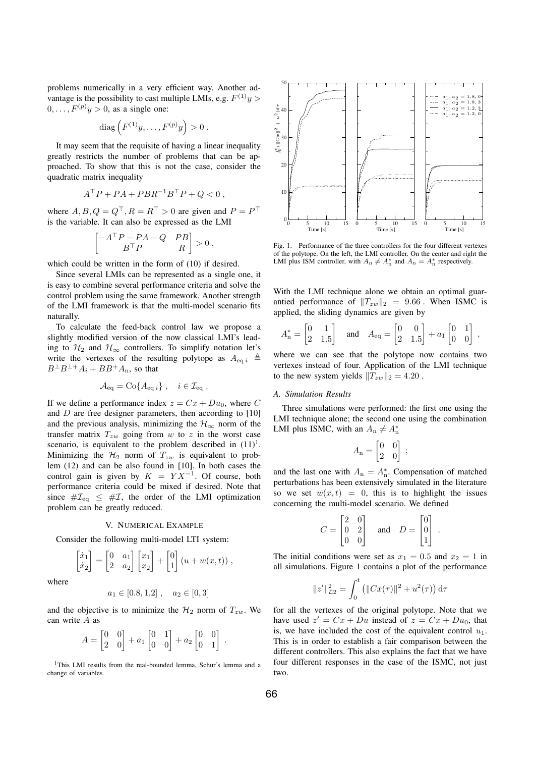problems numerically in a very efficient way. Another advantage is the possibility to cast multiple LMIs, e.g. $F^{(1)}y > 0, \ldots, F^{(p)}y > 0$, as a single one:

$$\mathrm{diag}\left(F^{(1)}y, \ldots, F^{(p)}y\right) > 0 \,.$$

It may seem that the requisite of having a linear inequality greatly restricts the number of problems that can be approached. To show that this is not the case, consider the quadratic matrix inequality

$$A^\top P + PA + PBR^{-1}B^\top P + Q < 0 \,,$$

where $A, B, Q = Q^\top, R = R^\top > 0$ are given and $P = P^\top$ is the variable. It can also be expressed as the LMI

$$\begin{bmatrix} -A^\top P - PA - Q & PB \\ B^\top P & R \end{bmatrix} > 0 \,,$$

which could be written in the form of (10) if desired.

Since several LMIs can be represented as a single one, it is easy to combine several performance criteria and solve the control problem using the same framework. Another strength of the LMI framework is that the multi-model scenario fits naturally.

To calculate the feed-back control law we propose a slightly modified version of the now classical LMI's leading to $\mathcal{H}_2$ and $\mathcal{H}_\infty$ controllers. To simplify notation let's write the vertexes of the resulting polytope as $A_{\mathrm{eq}\,i} \triangleq B^\perp B^{\perp +} A_i + BB^+ A_\mathrm{n}$, so that

$$\mathcal{A}_\mathrm{eq} = \mathrm{Co}\{A_{\mathrm{eq}\,i}\} \,, \quad i \in \mathcal{I}_\mathrm{eq} \,.$$

If we define a performance index $z = Cx + Du_0$, where $C$ and $D$ are free designer parameters, then according to [10] and the previous analysis, minimizing the $\mathcal{H}_\infty$ norm of the transfer matrix $T_{zw}$ going from $w$ to $z$ in the worst case scenario, is equivalent to the problem described in (11)[1]. Minimizing the $\mathcal{H}_2$ norm of $T_{zw}$ is equivalent to problem (12) and can be also found in [10]. In both cases the control gain is given by $K = YX^{-1}$. Of course, both performance criteria could be mixed if desired. Note that since $\#\mathcal{I}_\mathrm{eq} \le \#\mathcal{I}$, the order of the LMI optimization problem can be greatly reduced.

## V. Numerical Example

Consider the following multi-model LTI system:

$$\begin{bmatrix} \dot{x}_1 \\ \dot{x}_2 \end{bmatrix} = \begin{bmatrix} 0 & a_1 \\ 2 & a_2 \end{bmatrix} \begin{bmatrix} x_1 \\ x_2 \end{bmatrix} + \begin{bmatrix} 0 \\ 1 \end{bmatrix} (u + w(x,t)) \,,$$

where

$$a_1 \in [0.8, 1.2] \,, \quad a_2 \in [0, 3]$$

and the objective is to minimize the $\mathcal{H}_2$ norm of $T_{zw}$. We can write $A$ as

$$A = \begin{bmatrix} 0 & 0 \\ 2 & 0 \end{bmatrix} + a_1 \begin{bmatrix} 0 & 1 \\ 0 & 0 \end{bmatrix} + a_2 \begin{bmatrix} 0 & 0 \\ 0 & 1 \end{bmatrix} \,.$$

[1]This LMI results from the real-bounded lemma, Schur's lemma and a change of variables.

Fig. 1. Performance of the three controllers for the four different vertexes of the polytope. On the left, the LMI controller. On the center and right the LMI plus ISM controller, with $A_\mathrm{n} \neq A_\mathrm{n}^*$ and $A_\mathrm{n} = A_\mathrm{n}^*$ respectively.

With the LMI technique alone we obtain an optimal guarantied performance of $\|T_{zw}\|_2 = 9.66$ . When ISMC is applied, the sliding dynamics are given by

$$A_\mathrm{n}^* = \begin{bmatrix} 0 & 1 \\ 2 & 1.5 \end{bmatrix} \quad \text{and} \quad A_\mathrm{eq} = \begin{bmatrix} 0 & 0 \\ 2 & 1.5 \end{bmatrix} + a_1 \begin{bmatrix} 0 & 1 \\ 0 & 0 \end{bmatrix} \,,$$

where we can see that the polytope now contains two vertexes instead of four. Application of the LMI technique to the new system yields $\|T_{zw}\|_2 = 4.20$ .

### A. Simulation Results

Three simulations were performed: the first one using the LMI technique alone; the second one using the combination LMI plus ISMC, with an $A_\mathrm{n} \neq A_\mathrm{n}^*$

$$A_\mathrm{n} = \begin{bmatrix} 0 & 0 \\ 2 & 0 \end{bmatrix} \,;$$

and the last one with $A_\mathrm{n} = A_\mathrm{n}^*$. Compensation of matched perturbations has been extensively simulated in the literature so we set $w(x,t) = 0$, this is to highlight the issues concerning the multi-model scenario. We defined

$$C = \begin{bmatrix} 2 & 0 \\ 0 & 2 \\ 0 & 0 \end{bmatrix} \quad \text{and} \quad D = \begin{bmatrix} 0 \\ 0 \\ 1 \end{bmatrix} \,.$$

The initial conditions were set as $x_1 = 0.5$ and $x_2 = 1$ in all simulations. Figure 1 contains a plot of the performance

$$\|z'\|^2_{\mathcal{L}2} = \int_0^t \left(\|Cx(\tau)\|^2 + u^2(\tau)\right) \mathrm{d}\tau$$

for all the vertexes of the original polytope. Note that we have used $z' = Cx + Du$ instead of $z = Cx + Du_0$, that is, we have included the cost of the equivalent control $u_1$. This is in order to establish a fair comparison between the different controllers. This also explains the fact that we have four different responses in the case of the ISMC, not just two.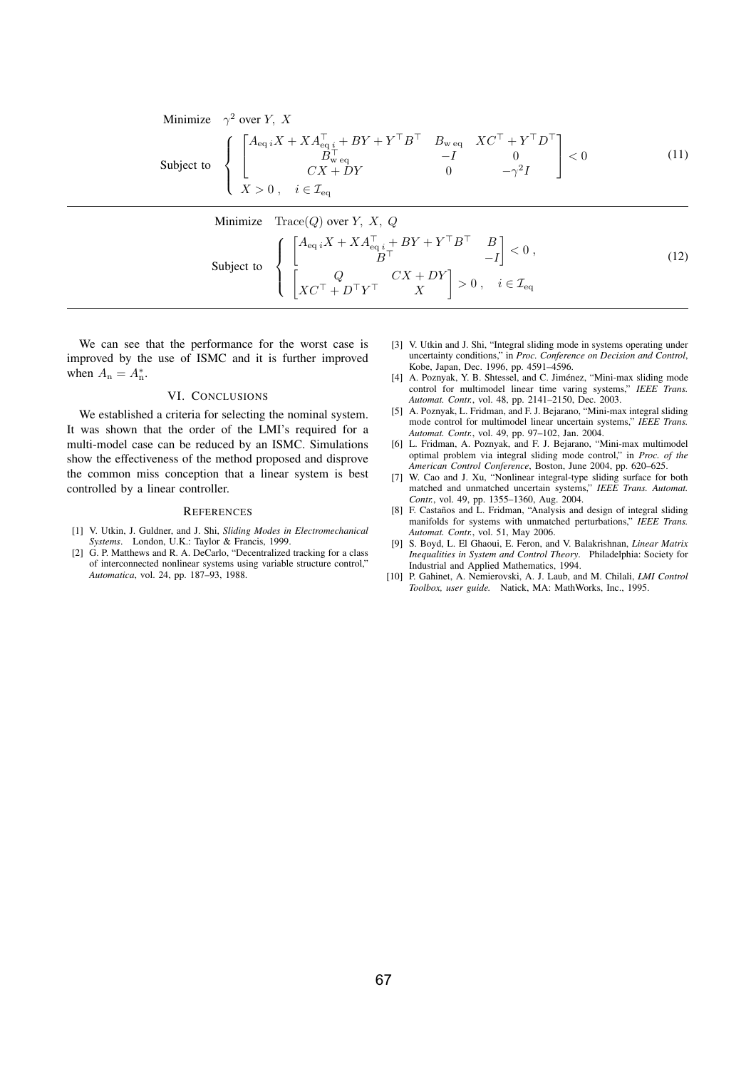$$
\begin{aligned}
&\text{Minimize} \quad \gamma^2 \text{ over } Y,\ X \\
&\text{Subject to} \quad \left\{
\begin{array}{l}
\begin{bmatrix}
A_{\mathrm{eq}\,i}X + XA_{\mathrm{eq}\,i}^\top + BY + Y^\top B^\top & B_{\mathrm{w\,eq}} & XC^\top + Y^\top D^\top \\
B_{\mathrm{w\,eq}}^\top & -I & 0 \\
CX + DY & 0 & -\gamma^2 I
\end{bmatrix} < 0 \\
X > 0\,, \quad i \in \mathcal{I}_{\mathrm{eq}}
\end{array}
\right.
\end{aligned}
\tag{11}
$$

$$
\begin{aligned}
&\text{Minimize} \quad \mathrm{Trace}(Q) \text{ over } Y,\ X,\ Q \\
&\text{Subject to} \quad \left\{
\begin{array}{l}
\begin{bmatrix}
A_{\mathrm{eq}\,i}X + XA_{\mathrm{eq}\,i}^\top + BY + Y^\top B^\top & B \\
B^\top & -I
\end{bmatrix} < 0\,, \\
\begin{bmatrix}
Q & CX + DY \\
XC^\top + D^\top Y^\top & X
\end{bmatrix} > 0\,, \quad i \in \mathcal{I}_{\mathrm{eq}}
\end{array}
\right.
\end{aligned}
\tag{12}
$$

We can see that the performance for the worst case is improved by the use of ISMC and it is further improved when $A_{\mathrm{n}} = A_{\mathrm{n}}^*$.

## VI. Conclusions

We established a criteria for selecting the nominal system. It was shown that the order of the LMI's required for a multi-model case can be reduced by an ISMC. Simulations show the effectiveness of the method proposed and disprove the common miss conception that a linear system is best controlled by a linear controller.

## References

[1] V. Utkin, J. Guldner, and J. Shi, *Sliding Modes in Electromechanical Systems*. London, U.K.: Taylor & Francis, 1999.

[2] G. P. Matthews and R. A. DeCarlo, "Decentralized tracking for a class of interconnected nonlinear systems using variable structure control," *Automatica*, vol. 24, pp. 187–93, 1988.

[3] V. Utkin and J. Shi, "Integral sliding mode in systems operating under uncertainty conditions," in *Proc. Conference on Decision and Control*, Kobe, Japan, Dec. 1996, pp. 4591–4596.

[4] A. Poznyak, Y. B. Shtessel, and C. Jiménez, "Mini-max sliding mode control for multimodel linear time varing systems," *IEEE Trans. Automat. Contr.*, vol. 48, pp. 2141–2150, Dec. 2003.

[5] A. Poznyak, L. Fridman, and F. J. Bejarano, "Mini-max integral sliding mode control for multimodel linear uncertain systems," *IEEE Trans. Automat. Contr.*, vol. 49, pp. 97–102, Jan. 2004.

[6] L. Fridman, A. Poznyak, and F. J. Bejarano, "Mini-max multimodel optimal problem via integral sliding mode control," in *Proc. of the American Control Conference*, Boston, June 2004, pp. 620–625.

[7] W. Cao and J. Xu, "Nonlinear integral-type sliding surface for both matched and unmatched uncertain systems," *IEEE Trans. Automat. Contr.*, vol. 49, pp. 1355–1360, Aug. 2004.

[8] F. Castaños and L. Fridman, "Analysis and design of integral sliding manifolds for systems with unmatched perturbations," *IEEE Trans. Automat. Contr.*, vol. 51, May 2006.

[9] S. Boyd, L. El Ghaoui, E. Feron, and V. Balakrishnan, *Linear Matrix Inequalities in System and Control Theory*. Philadelphia: Society for Industrial and Applied Mathematics, 1994.

[10] P. Gahinet, A. Nemierovski, A. J. Laub, and M. Chilali, *LMI Control Toolbox, user guide.* Natick, MA: MathWorks, Inc., 1995.